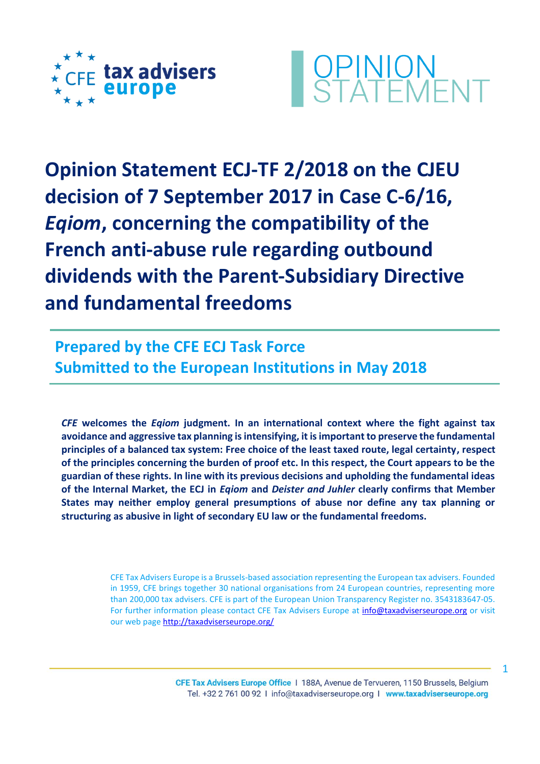CFE tax advisers europe

OPINION STATEMENT

# Opinion Statement ECJ-TF 2/2018 on the CJEU decision of 7 September 2017 in Case C-6/16, *Eqiom*, concerning the compatibility of the French anti-abuse rule regarding outbound dividends with the Parent-Subsidiary Directive and fundamental freedoms

## Prepared by the CFE ECJ Task Force
## Submitted to the European Institutions in May 2018

***CFE* welcomes the *Eqiom* judgment. In an international context where the fight against tax avoidance and aggressive tax planning is intensifying, it is important to preserve the fundamental principles of a balanced tax system: Free choice of the least taxed route, legal certainty, respect of the principles concerning the burden of proof etc. In this respect, the Court appears to be the guardian of these rights. In line with its previous decisions and upholding the fundamental ideas of the Internal Market, the ECJ in *Eqiom* and *Deister and Juhler* clearly confirms that Member States may neither employ general presumptions of abuse nor define any tax planning or structuring as abusive in light of secondary EU law or the fundamental freedoms.**

CFE Tax Advisers Europe is a Brussels-based association representing the European tax advisers. Founded in 1959, CFE brings together 30 national organisations from 24 European countries, representing more than 200,000 tax advisers. CFE is part of the European Union Transparency Register no. 3543183647-05. For further information please contact CFE Tax Advisers Europe at info@taxadviserseurope.org or visit our web page http://taxadviserseurope.org/

CFE Tax Advisers Europe Office I 188A, Avenue de Tervueren, 1150 Brussels, Belgium
Tel. +32 2 761 00 92 I info@taxadviserseurope.org I www.taxadviserseurope.org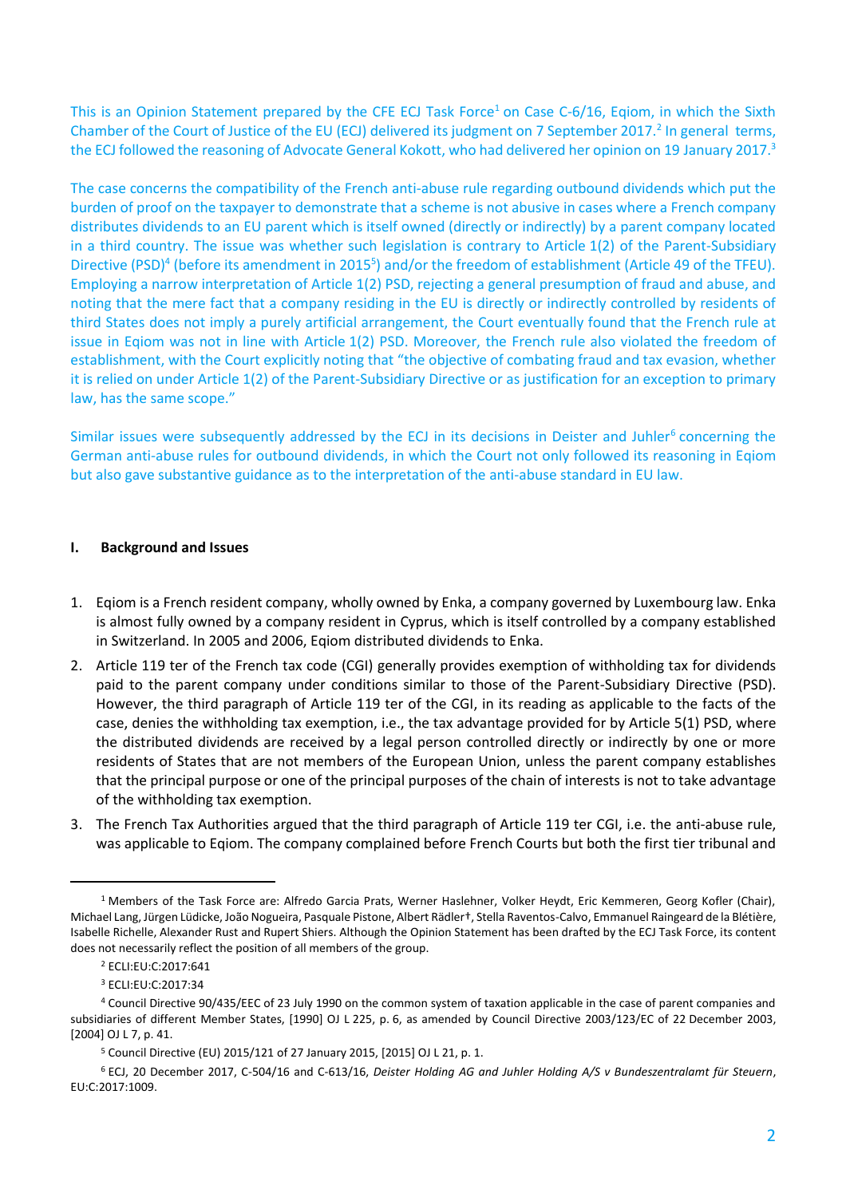This is an Opinion Statement prepared by the CFE ECJ Task Force[1] on Case C-6/16, Eqiom, in which the Sixth Chamber of the Court of Justice of the EU (ECJ) delivered its judgment on 7 September 2017.[2] In general terms, the ECJ followed the reasoning of Advocate General Kokott, who had delivered her opinion on 19 January 2017.[3]

The case concerns the compatibility of the French anti-abuse rule regarding outbound dividends which put the burden of proof on the taxpayer to demonstrate that a scheme is not abusive in cases where a French company distributes dividends to an EU parent which is itself owned (directly or indirectly) by a parent company located in a third country. The issue was whether such legislation is contrary to Article 1(2) of the Parent-Subsidiary Directive (PSD)[4] (before its amendment in 2015[5]) and/or the freedom of establishment (Article 49 of the TFEU). Employing a narrow interpretation of Article 1(2) PSD, rejecting a general presumption of fraud and abuse, and noting that the mere fact that a company residing in the EU is directly or indirectly controlled by residents of third States does not imply a purely artificial arrangement, the Court eventually found that the French rule at issue in Eqiom was not in line with Article 1(2) PSD. Moreover, the French rule also violated the freedom of establishment, with the Court explicitly noting that "the objective of combating fraud and tax evasion, whether it is relied on under Article 1(2) of the Parent-Subsidiary Directive or as justification for an exception to primary law, has the same scope."

Similar issues were subsequently addressed by the ECJ in its decisions in Deister and Juhler[6] concerning the German anti-abuse rules for outbound dividends, in which the Court not only followed its reasoning in Eqiom but also gave substantive guidance as to the interpretation of the anti-abuse standard in EU law.

## I. Background and Issues

1. Eqiom is a French resident company, wholly owned by Enka, a company governed by Luxembourg law. Enka is almost fully owned by a company resident in Cyprus, which is itself controlled by a company established in Switzerland. In 2005 and 2006, Eqiom distributed dividends to Enka.
2. Article 119 ter of the French tax code (CGI) generally provides exemption of withholding tax for dividends paid to the parent company under conditions similar to those of the Parent-Subsidiary Directive (PSD). However, the third paragraph of Article 119 ter of the CGI, in its reading as applicable to the facts of the case, denies the withholding tax exemption, i.e., the tax advantage provided for by Article 5(1) PSD, where the distributed dividends are received by a legal person controlled directly or indirectly by one or more residents of States that are not members of the European Union, unless the parent company establishes that the principal purpose or one of the principal purposes of the chain of interests is not to take advantage of the withholding tax exemption.
3. The French Tax Authorities argued that the third paragraph of Article 119 ter CGI, i.e. the anti-abuse rule, was applicable to Eqiom. The company complained before French Courts but both the first tier tribunal and

---

[1] Members of the Task Force are: Alfredo Garcia Prats, Werner Haslehner, Volker Heydt, Eric Kemmeren, Georg Kofler (Chair), Michael Lang, Jürgen Lüdicke, João Nogueira, Pasquale Pistone, Albert Rädler†, Stella Raventos-Calvo, Emmanuel Raingeard de la Blétière, Isabelle Richelle, Alexander Rust and Rupert Shiers. Although the Opinion Statement has been drafted by the ECJ Task Force, its content does not necessarily reflect the position of all members of the group.

[2] ECLI:EU:C:2017:641

[3] ECLI:EU:C:2017:34

[4] Council Directive 90/435/EEC of 23 July 1990 on the common system of taxation applicable in the case of parent companies and subsidiaries of different Member States, [1990] OJ L 225, p. 6, as amended by Council Directive 2003/123/EC of 22 December 2003, [2004] OJ L 7, p. 41.

[5] Council Directive (EU) 2015/121 of 27 January 2015, [2015] OJ L 21, p. 1.

[6] ECJ, 20 December 2017, C-504/16 and C-613/16, *Deister Holding AG and Juhler Holding A/S v Bundeszentralamt für Steuern*, EU:C:2017:1009.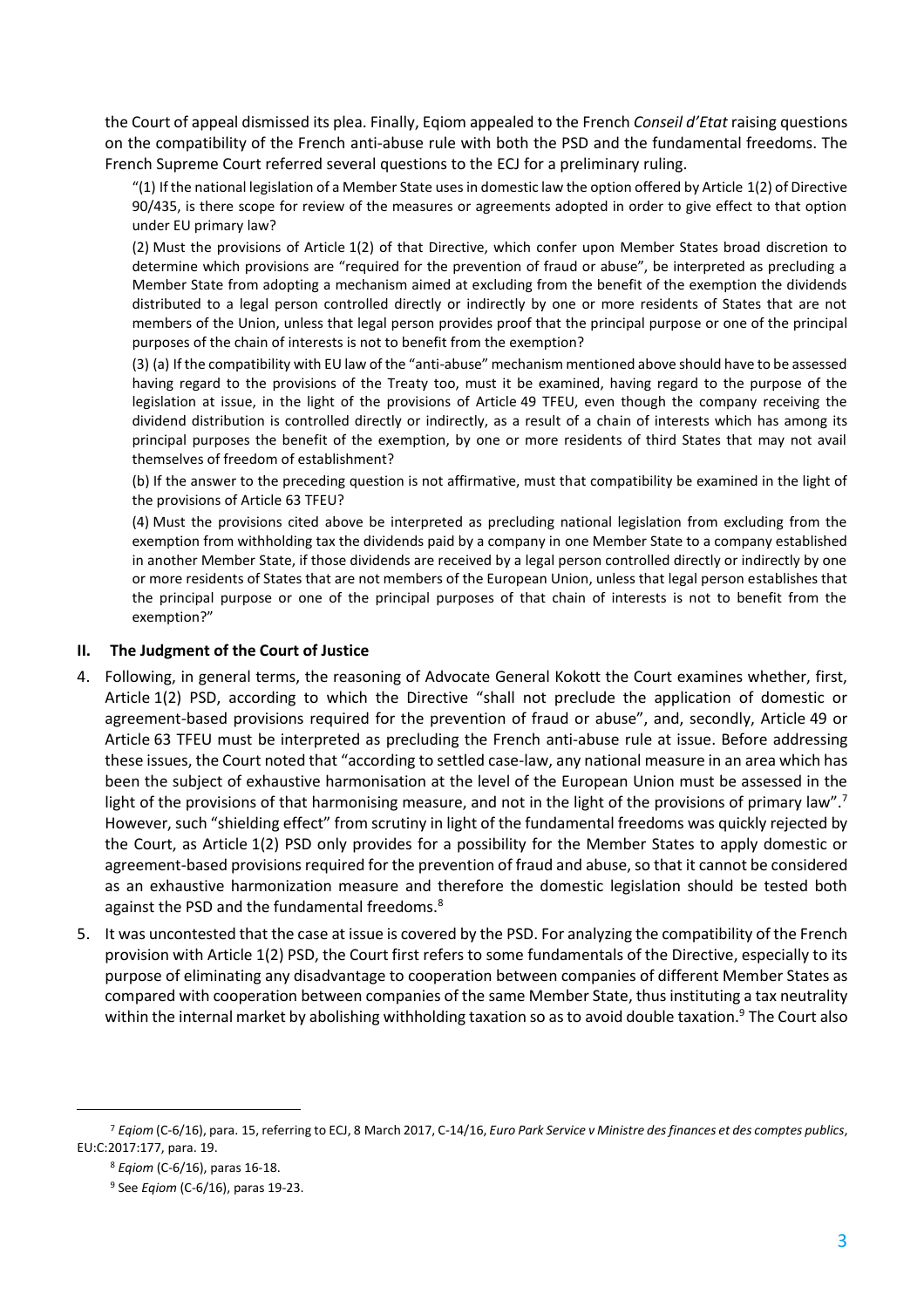the Court of appeal dismissed its plea. Finally, Eqiom appealed to the French *Conseil d'Etat* raising questions on the compatibility of the French anti-abuse rule with both the PSD and the fundamental freedoms. The French Supreme Court referred several questions to the ECJ for a preliminary ruling.

> "(1) If the national legislation of a Member State uses in domestic law the option offered by Article 1(2) of Directive 90/435, is there scope for review of the measures or agreements adopted in order to give effect to that option under EU primary law?
>
> (2) Must the provisions of Article 1(2) of that Directive, which confer upon Member States broad discretion to determine which provisions are "required for the prevention of fraud or abuse", be interpreted as precluding a Member State from adopting a mechanism aimed at excluding from the benefit of the exemption the dividends distributed to a legal person controlled directly or indirectly by one or more residents of States that are not members of the Union, unless that legal person provides proof that the principal purpose or one of the principal purposes of the chain of interests is not to benefit from the exemption?
>
> (3) (a) If the compatibility with EU law of the "anti-abuse" mechanism mentioned above should have to be assessed having regard to the provisions of the Treaty too, must it be examined, having regard to the purpose of the legislation at issue, in the light of the provisions of Article 49 TFEU, even though the company receiving the dividend distribution is controlled directly or indirectly, as a result of a chain of interests which has among its principal purposes the benefit of the exemption, by one or more residents of third States that may not avail themselves of freedom of establishment?
>
> (b) If the answer to the preceding question is not affirmative, must that compatibility be examined in the light of the provisions of Article 63 TFEU?
>
> (4) Must the provisions cited above be interpreted as precluding national legislation from excluding from the exemption from withholding tax the dividends paid by a company in one Member State to a company established in another Member State, if those dividends are received by a legal person controlled directly or indirectly by one or more residents of States that are not members of the European Union, unless that legal person establishes that the principal purpose or one of the principal purposes of that chain of interests is not to benefit from the exemption?"

## II. The Judgment of the Court of Justice

4. Following, in general terms, the reasoning of Advocate General Kokott the Court examines whether, first, Article 1(2) PSD, according to which the Directive "shall not preclude the application of domestic or agreement-based provisions required for the prevention of fraud or abuse", and, secondly, Article 49 or Article 63 TFEU must be interpreted as precluding the French anti-abuse rule at issue. Before addressing these issues, the Court noted that "according to settled case-law, any national measure in an area which has been the subject of exhaustive harmonisation at the level of the European Union must be assessed in the light of the provisions of that harmonising measure, and not in the light of the provisions of primary law".[7] However, such "shielding effect" from scrutiny in light of the fundamental freedoms was quickly rejected by the Court, as Article 1(2) PSD only provides for a possibility for the Member States to apply domestic or agreement-based provisions required for the prevention of fraud and abuse, so that it cannot be considered as an exhaustive harmonization measure and therefore the domestic legislation should be tested both against the PSD and the fundamental freedoms.[8]

5. It was uncontested that the case at issue is covered by the PSD. For analyzing the compatibility of the French provision with Article 1(2) PSD, the Court first refers to some fundamentals of the Directive, especially to its purpose of eliminating any disadvantage to cooperation between companies of different Member States as compared with cooperation between companies of the same Member State, thus instituting a tax neutrality within the internal market by abolishing withholding taxation so as to avoid double taxation.[9] The Court also

---

[7] *Eqiom* (C-6/16), para. 15, referring to ECJ, 8 March 2017, C-14/16, *Euro Park Service v Ministre des finances et des comptes publics*, EU:C:2017:177, para. 19.

[8] *Eqiom* (C-6/16), paras 16-18.

[9] See *Eqiom* (C-6/16), paras 19-23.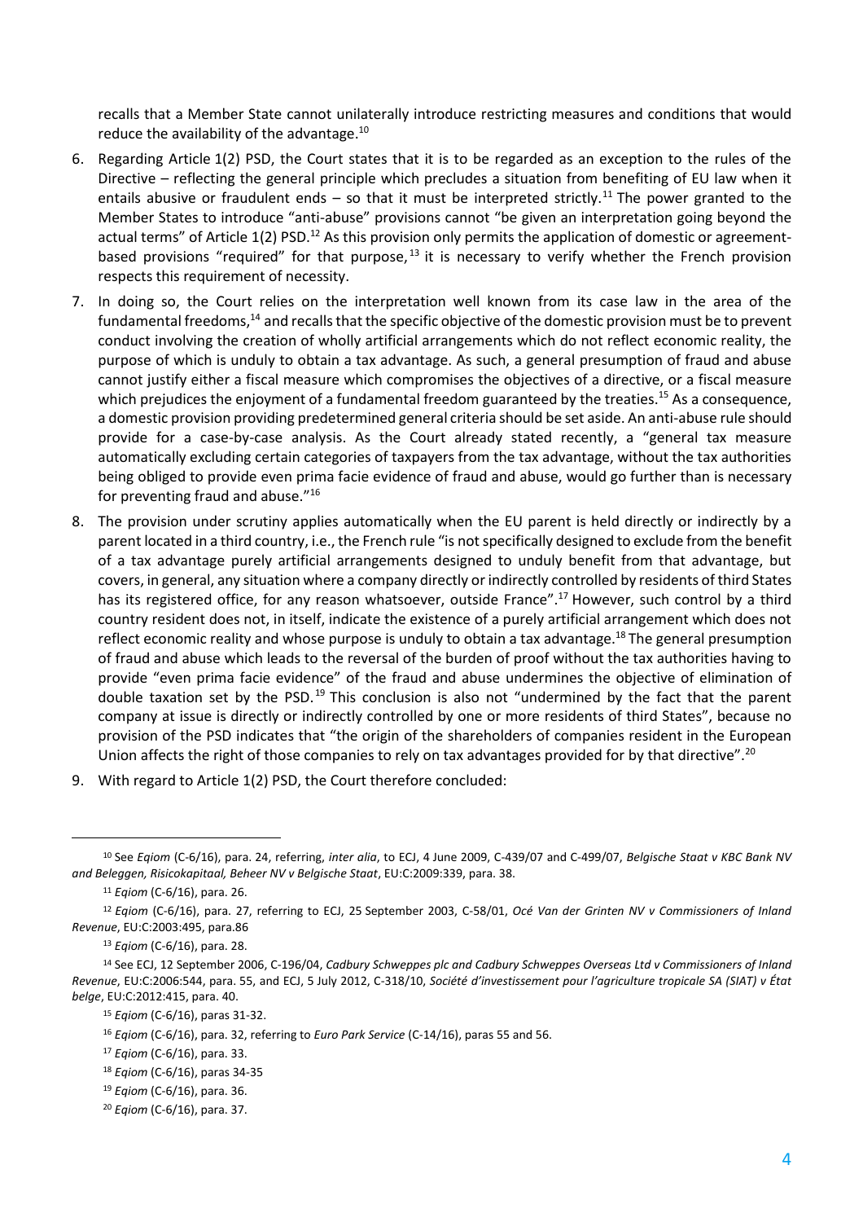recalls that a Member State cannot unilaterally introduce restricting measures and conditions that would reduce the availability of the advantage.[10]

6. Regarding Article 1(2) PSD, the Court states that it is to be regarded as an exception to the rules of the Directive – reflecting the general principle which precludes a situation from benefiting of EU law when it entails abusive or fraudulent ends – so that it must be interpreted strictly.[11] The power granted to the Member States to introduce "anti-abuse" provisions cannot "be given an interpretation going beyond the actual terms" of Article 1(2) PSD.[12] As this provision only permits the application of domestic or agreement-based provisions "required" for that purpose,[13] it is necessary to verify whether the French provision respects this requirement of necessity.

7. In doing so, the Court relies on the interpretation well known from its case law in the area of the fundamental freedoms,[14] and recalls that the specific objective of the domestic provision must be to prevent conduct involving the creation of wholly artificial arrangements which do not reflect economic reality, the purpose of which is unduly to obtain a tax advantage. As such, a general presumption of fraud and abuse cannot justify either a fiscal measure which compromises the objectives of a directive, or a fiscal measure which prejudices the enjoyment of a fundamental freedom guaranteed by the treaties.[15] As a consequence, a domestic provision providing predetermined general criteria should be set aside. An anti-abuse rule should provide for a case-by-case analysis. As the Court already stated recently, a "general tax measure automatically excluding certain categories of taxpayers from the tax advantage, without the tax authorities being obliged to provide even prima facie evidence of fraud and abuse, would go further than is necessary for preventing fraud and abuse."[16]

8. The provision under scrutiny applies automatically when the EU parent is held directly or indirectly by a parent located in a third country, i.e., the French rule "is not specifically designed to exclude from the benefit of a tax advantage purely artificial arrangements designed to unduly benefit from that advantage, but covers, in general, any situation where a company directly or indirectly controlled by residents of third States has its registered office, for any reason whatsoever, outside France".[17] However, such control by a third country resident does not, in itself, indicate the existence of a purely artificial arrangement which does not reflect economic reality and whose purpose is unduly to obtain a tax advantage.[18] The general presumption of fraud and abuse which leads to the reversal of the burden of proof without the tax authorities having to provide "even prima facie evidence" of the fraud and abuse undermines the objective of elimination of double taxation set by the PSD.[19] This conclusion is also not "undermined by the fact that the parent company at issue is directly or indirectly controlled by one or more residents of third States", because no provision of the PSD indicates that "the origin of the shareholders of companies resident in the European Union affects the right of those companies to rely on tax advantages provided for by that directive".[20]

9. With regard to Article 1(2) PSD, the Court therefore concluded:

---

[10] See *Eqiom* (C-6/16), para. 24, referring, *inter alia*, to ECJ, 4 June 2009, C-439/07 and C-499/07, *Belgische Staat v KBC Bank NV and Beleggen, Risicokapitaal, Beheer NV v Belgische Staat*, EU:C:2009:339, para. 38.

[11] *Eqiom* (C-6/16), para. 26.

[12] *Eqiom* (C-6/16), para. 27, referring to ECJ, 25 September 2003, C-58/01, *Océ Van der Grinten NV v Commissioners of Inland Revenue*, EU:C:2003:495, para.86

[13] *Eqiom* (C-6/16), para. 28.

[14] See ECJ, 12 September 2006, C-196/04, *Cadbury Schweppes plc and Cadbury Schweppes Overseas Ltd v Commissioners of Inland Revenue*, EU:C:2006:544, para. 55, and ECJ, 5 July 2012, C-318/10, *Société d'investissement pour l'agriculture tropicale SA (SIAT) v État belge*, EU:C:2012:415, para. 40.

[15] *Eqiom* (C-6/16), paras 31-32.

[16] *Eqiom* (C-6/16), para. 32, referring to *Euro Park Service* (C-14/16), paras 55 and 56.

[17] *Eqiom* (C-6/16), para. 33.

[18] *Eqiom* (C-6/16), paras 34-35

[19] *Eqiom* (C-6/16), para. 36.

[20] *Eqiom* (C-6/16), para. 37.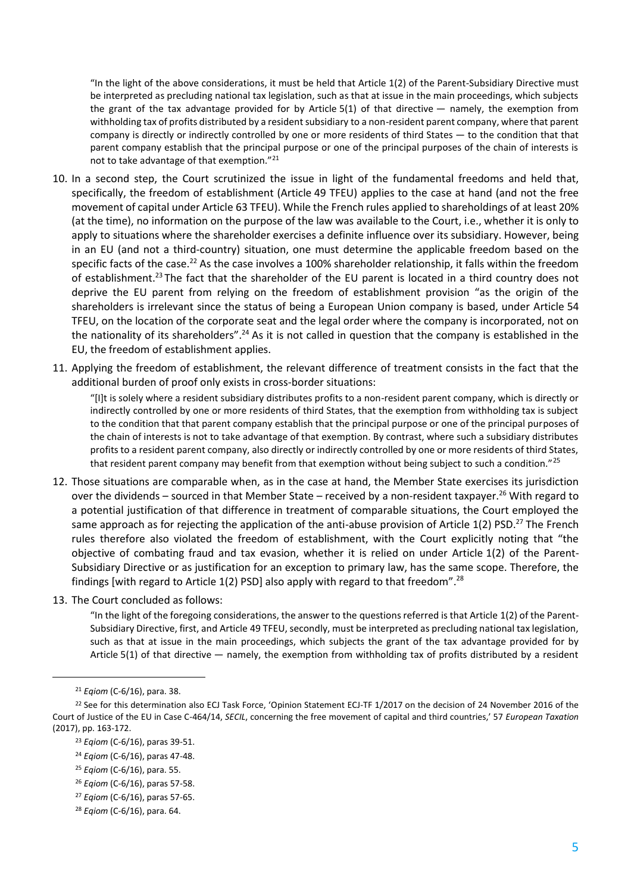> "In the light of the above considerations, it must be held that Article 1(2) of the Parent-Subsidiary Directive must be interpreted as precluding national tax legislation, such as that at issue in the main proceedings, which subjects the grant of the tax advantage provided for by Article 5(1) of that directive — namely, the exemption from withholding tax of profits distributed by a resident subsidiary to a non-resident parent company, where that parent company is directly or indirectly controlled by one or more residents of third States — to the condition that that parent company establish that the principal purpose or one of the principal purposes of the chain of interests is not to take advantage of that exemption."[21]

10. In a second step, the Court scrutinized the issue in light of the fundamental freedoms and held that, specifically, the freedom of establishment (Article 49 TFEU) applies to the case at hand (and not the free movement of capital under Article 63 TFEU). While the French rules applied to shareholdings of at least 20% (at the time), no information on the purpose of the law was available to the Court, i.e., whether it is only to apply to situations where the shareholder exercises a definite influence over its subsidiary. However, being in an EU (and not a third-country) situation, one must determine the applicable freedom based on the specific facts of the case.[22] As the case involves a 100% shareholder relationship, it falls within the freedom of establishment.[23] The fact that the shareholder of the EU parent is located in a third country does not deprive the EU parent from relying on the freedom of establishment provision "as the origin of the shareholders is irrelevant since the status of being a European Union company is based, under Article 54 TFEU, on the location of the corporate seat and the legal order where the company is incorporated, not on the nationality of its shareholders".[24] As it is not called in question that the company is established in the EU, the freedom of establishment applies.

11. Applying the freedom of establishment, the relevant difference of treatment consists in the fact that the additional burden of proof only exists in cross-border situations:

    > "[I]t is solely where a resident subsidiary distributes profits to a non-resident parent company, which is directly or indirectly controlled by one or more residents of third States, that the exemption from withholding tax is subject to the condition that that parent company establish that the principal purpose or one of the principal purposes of the chain of interests is not to take advantage of that exemption. By contrast, where such a subsidiary distributes profits to a resident parent company, also directly or indirectly controlled by one or more residents of third States, that resident parent company may benefit from that exemption without being subject to such a condition."[25]

12. Those situations are comparable when, as in the case at hand, the Member State exercises its jurisdiction over the dividends – sourced in that Member State – received by a non-resident taxpayer.[26] With regard to a potential justification of that difference in treatment of comparable situations, the Court employed the same approach as for rejecting the application of the anti-abuse provision of Article 1(2) PSD.[27] The French rules therefore also violated the freedom of establishment, with the Court explicitly noting that "the objective of combating fraud and tax evasion, whether it is relied on under Article 1(2) of the Parent-Subsidiary Directive or as justification for an exception to primary law, has the same scope. Therefore, the findings [with regard to Article 1(2) PSD] also apply with regard to that freedom".[28]

13. The Court concluded as follows:

    > "In the light of the foregoing considerations, the answer to the questions referred is that Article 1(2) of the Parent-Subsidiary Directive, first, and Article 49 TFEU, secondly, must be interpreted as precluding national tax legislation, such as that at issue in the main proceedings, which subjects the grant of the tax advantage provided for by Article 5(1) of that directive — namely, the exemption from withholding tax of profits distributed by a resident

---

[21] *Eqiom* (C-6/16), para. 38.

[22] See for this determination also ECJ Task Force, 'Opinion Statement ECJ-TF 1/2017 on the decision of 24 November 2016 of the Court of Justice of the EU in Case C-464/14, *SECIL*, concerning the free movement of capital and third countries,' 57 *European Taxation* (2017), pp. 163-172.

[23] *Eqiom* (C-6/16), paras 39-51.

[24] *Eqiom* (C-6/16), paras 47-48.

[25] *Eqiom* (C-6/16), para. 55.

[26] *Eqiom* (C-6/16), paras 57-58.

[27] *Eqiom* (C-6/16), paras 57-65.

[28] *Eqiom* (C-6/16), para. 64.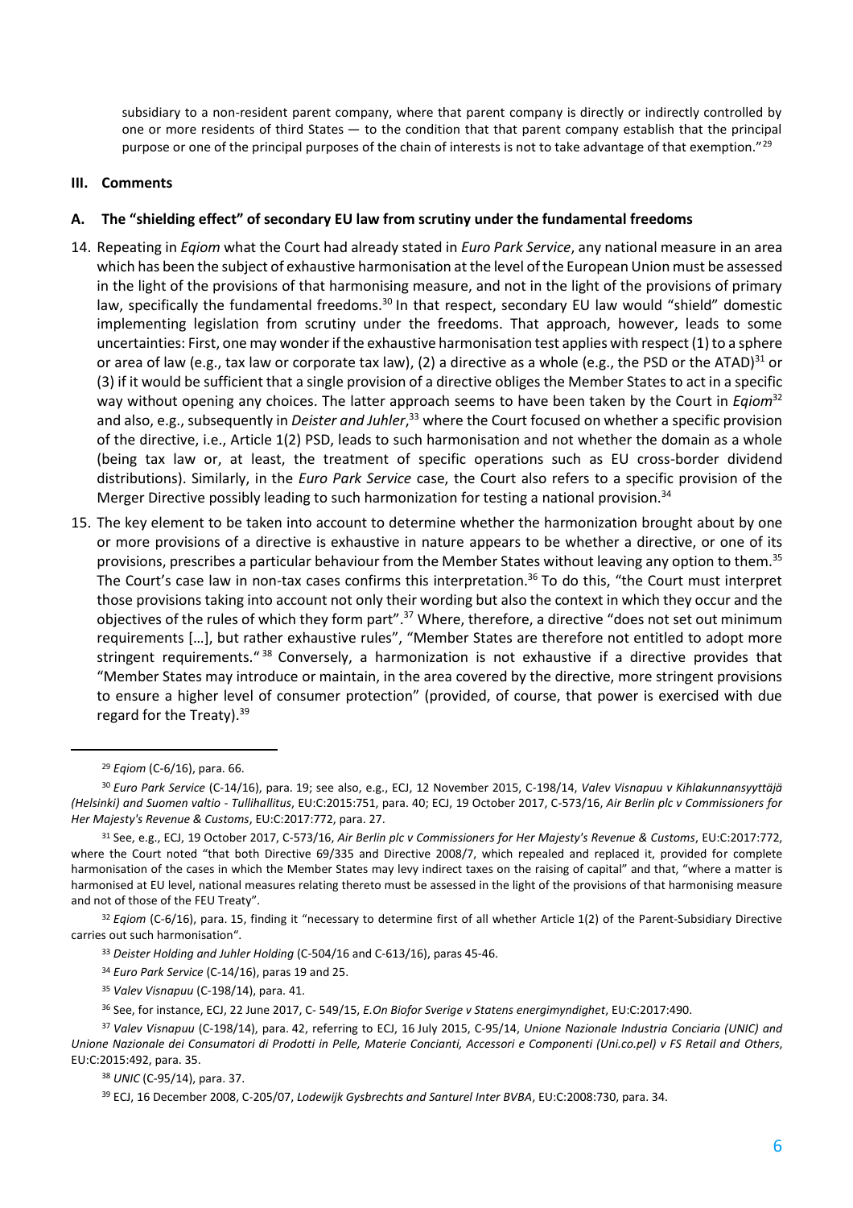subsidiary to a non-resident parent company, where that parent company is directly or indirectly controlled by one or more residents of third States — to the condition that that parent company establish that the principal purpose or one of the principal purposes of the chain of interests is not to take advantage of that exemption."[29]

## III. Comments

### A. The "shielding effect" of secondary EU law from scrutiny under the fundamental freedoms

14. Repeating in *Eqiom* what the Court had already stated in *Euro Park Service*, any national measure in an area which has been the subject of exhaustive harmonisation at the level of the European Union must be assessed in the light of the provisions of that harmonising measure, and not in the light of the provisions of primary law, specifically the fundamental freedoms.[30] In that respect, secondary EU law would "shield" domestic implementing legislation from scrutiny under the freedoms. That approach, however, leads to some uncertainties: First, one may wonder if the exhaustive harmonisation test applies with respect (1) to a sphere or area of law (e.g., tax law or corporate tax law), (2) a directive as a whole (e.g., the PSD or the ATAD)[31] or (3) if it would be sufficient that a single provision of a directive obliges the Member States to act in a specific way without opening any choices. The latter approach seems to have been taken by the Court in *Eqiom*[32] and also, e.g., subsequently in *Deister and Juhler*,[33] where the Court focused on whether a specific provision of the directive, i.e., Article 1(2) PSD, leads to such harmonisation and not whether the domain as a whole (being tax law or, at least, the treatment of specific operations such as EU cross-border dividend distributions). Similarly, in the *Euro Park Service* case, the Court also refers to a specific provision of the Merger Directive possibly leading to such harmonization for testing a national provision.[34]

15. The key element to be taken into account to determine whether the harmonization brought about by one or more provisions of a directive is exhaustive in nature appears to be whether a directive, or one of its provisions, prescribes a particular behaviour from the Member States without leaving any option to them.[35] The Court's case law in non-tax cases confirms this interpretation.[36] To do this, "the Court must interpret those provisions taking into account not only their wording but also the context in which they occur and the objectives of the rules of which they form part".[37] Where, therefore, a directive "does not set out minimum requirements […], but rather exhaustive rules", "Member States are therefore not entitled to adopt more stringent requirements."[38] Conversely, a harmonization is not exhaustive if a directive provides that "Member States may introduce or maintain, in the area covered by the directive, more stringent provisions to ensure a higher level of consumer protection" (provided, of course, that power is exercised with due regard for the Treaty).[39]

---

[29] *Eqiom* (C-6/16), para. 66.

[30] *Euro Park Service* (C-14/16), para. 19; see also, e.g., ECJ, 12 November 2015, C-198/14, *Valev Visnapuu v Kihlakunnansyyttäjä (Helsinki) and Suomen valtio - Tullihallitus*, EU:C:2015:751, para. 40; ECJ, 19 October 2017, C-573/16, *Air Berlin plc v Commissioners for Her Majesty's Revenue & Customs*, EU:C:2017:772, para. 27.

[31] See, e.g., ECJ, 19 October 2017, C-573/16, *Air Berlin plc v Commissioners for Her Majesty's Revenue & Customs*, EU:C:2017:772, where the Court noted "that both Directive 69/335 and Directive 2008/7, which repealed and replaced it, provided for complete harmonisation of the cases in which the Member States may levy indirect taxes on the raising of capital" and that, "where a matter is harmonised at EU level, national measures relating thereto must be assessed in the light of the provisions of that harmonising measure and not of those of the FEU Treaty".

[32] *Eqiom* (C-6/16), para. 15, finding it "necessary to determine first of all whether Article 1(2) of the Parent-Subsidiary Directive carries out such harmonisation".

[33] *Deister Holding and Juhler Holding* (C-504/16 and C-613/16), paras 45-46.

[34] *Euro Park Service* (C-14/16), paras 19 and 25.

[35] *Valev Visnapuu* (C-198/14), para. 41.

[36] See, for instance, ECJ, 22 June 2017, C- 549/15, *E.On Biofor Sverige v Statens energimyndighet*, EU:C:2017:490.

[37] *Valev Visnapuu* (C-198/14), para. 42, referring to ECJ, 16 July 2015, C-95/14, *Unione Nazionale Industria Conciaria (UNIC) and Unione Nazionale dei Consumatori di Prodotti in Pelle, Materie Concianti, Accessori e Componenti (Uni.co.pel) v FS Retail and Others*, EU:C:2015:492, para. 35.

[38] *UNIC* (C-95/14), para. 37.

[39] ECJ, 16 December 2008, C-205/07, *Lodewijk Gysbrechts and Santurel Inter BVBA*, EU:C:2008:730, para. 34.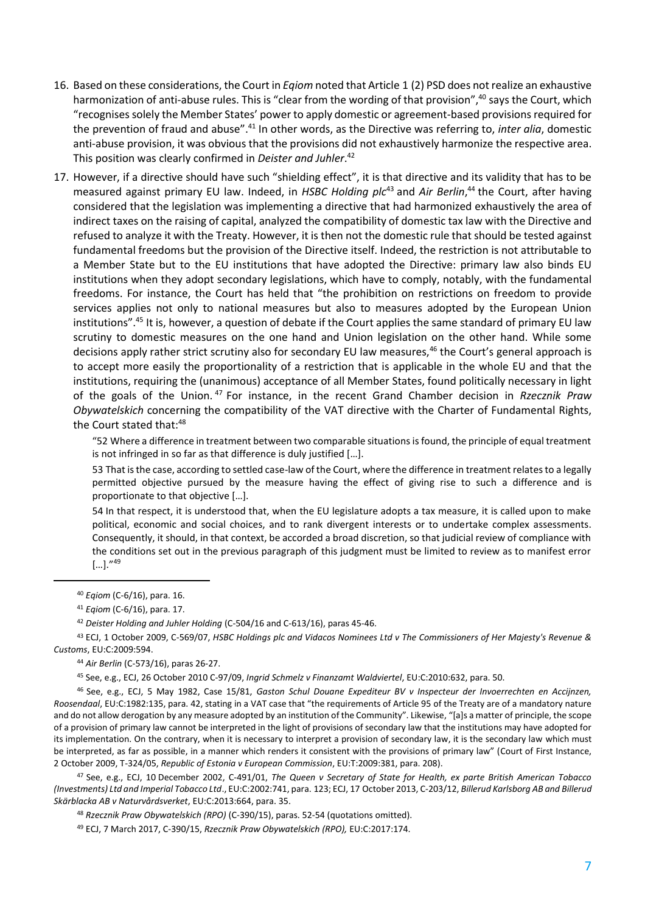16. Based on these considerations, the Court in *Eqiom* noted that Article 1 (2) PSD does not realize an exhaustive harmonization of anti-abuse rules. This is "clear from the wording of that provision",[40] says the Court, which "recognises solely the Member States' power to apply domestic or agreement-based provisions required for the prevention of fraud and abuse".[41] In other words, as the Directive was referring to, *inter alia*, domestic anti-abuse provision, it was obvious that the provisions did not exhaustively harmonize the respective area. This position was clearly confirmed in *Deister and Juhler*.[42]

17. However, if a directive should have such "shielding effect", it is that directive and its validity that has to be measured against primary EU law. Indeed, in *HSBC Holding plc*[43] and *Air Berlin*,[44] the Court, after having considered that the legislation was implementing a directive that had harmonized exhaustively the area of indirect taxes on the raising of capital, analyzed the compatibility of domestic tax law with the Directive and refused to analyze it with the Treaty. However, it is then not the domestic rule that should be tested against fundamental freedoms but the provision of the Directive itself. Indeed, the restriction is not attributable to a Member State but to the EU institutions that have adopted the Directive: primary law also binds EU institutions when they adopt secondary legislations, which have to comply, notably, with the fundamental freedoms. For instance, the Court has held that "the prohibition on restrictions on freedom to provide services applies not only to national measures but also to measures adopted by the European Union institutions".[45] It is, however, a question of debate if the Court applies the same standard of primary EU law scrutiny to domestic measures on the one hand and Union legislation on the other hand. While some decisions apply rather strict scrutiny also for secondary EU law measures,[46] the Court's general approach is to accept more easily the proportionality of a restriction that is applicable in the whole EU and that the institutions, requiring the (unanimous) acceptance of all Member States, found politically necessary in light of the goals of the Union.[47] For instance, in the recent Grand Chamber decision in *Rzecznik Praw Obywatelskich* concerning the compatibility of the VAT directive with the Charter of Fundamental Rights, the Court stated that:[48]

> "52 Where a difference in treatment between two comparable situations is found, the principle of equal treatment is not infringed in so far as that difference is duly justified […].
>
> 53 That is the case, according to settled case-law of the Court, where the difference in treatment relates to a legally permitted objective pursued by the measure having the effect of giving rise to such a difference and is proportionate to that objective […].
>
> 54 In that respect, it is understood that, when the EU legislature adopts a tax measure, it is called upon to make political, economic and social choices, and to rank divergent interests or to undertake complex assessments. Consequently, it should, in that context, be accorded a broad discretion, so that judicial review of compliance with the conditions set out in the previous paragraph of this judgment must be limited to review as to manifest error […]."[49]

---

[40] *Eqiom* (C-6/16), para. 16.

[41] *Eqiom* (C-6/16), para. 17.

[42] *Deister Holding and Juhler Holding* (C-504/16 and C-613/16), paras 45-46.

[43] ECJ, 1 October 2009, C-569/07, *HSBC Holdings plc and Vidacos Nominees Ltd v The Commissioners of Her Majesty's Revenue & Customs*, EU:C:2009:594.

[44] *Air Berlin* (C-573/16), paras 26-27.

[45] See, e.g., ECJ, 26 October 2010 C-97/09, *Ingrid Schmelz v Finanzamt Waldviertel*, EU:C:2010:632, para. 50.

[46] See, e.g., ECJ, 5 May 1982, Case 15/81, *Gaston Schul Douane Expediteur BV v Inspecteur der Invoerrechten en Accijnzen, Roosendaal*, EU:C:1982:135, para. 42, stating in a VAT case that "the requirements of Article 95 of the Treaty are of a mandatory nature and do not allow derogation by any measure adopted by an institution of the Community". Likewise, "[a]s a matter of principle, the scope of a provision of primary law cannot be interpreted in the light of provisions of secondary law that the institutions may have adopted for its implementation. On the contrary, when it is necessary to interpret a provision of secondary law, it is the secondary law which must be interpreted, as far as possible, in a manner which renders it consistent with the provisions of primary law" (Court of First Instance, 2 October 2009, T-324/05, *Republic of Estonia v European Commission*, EU:T:2009:381, para. 208).

[47] See, e.g., ECJ, 10 December 2002, C-491/01, *The Queen v Secretary of State for Health, ex parte British American Tobacco (Investments) Ltd and Imperial Tobacco Ltd*., EU:C:2002:741, para. 123; ECJ, 17 October 2013, C-203/12, *Billerud Karlsborg AB and Billerud Skärblacka AB v Naturvårdsverket*, EU:C:2013:664, para. 35.

[48] *Rzecznik Praw Obywatelskich (RPO)* (C-390/15), paras. 52-54 (quotations omitted).

[49] ECJ, 7 March 2017, C-390/15, *Rzecznik Praw Obywatelskich (RPO),* EU:C:2017:174.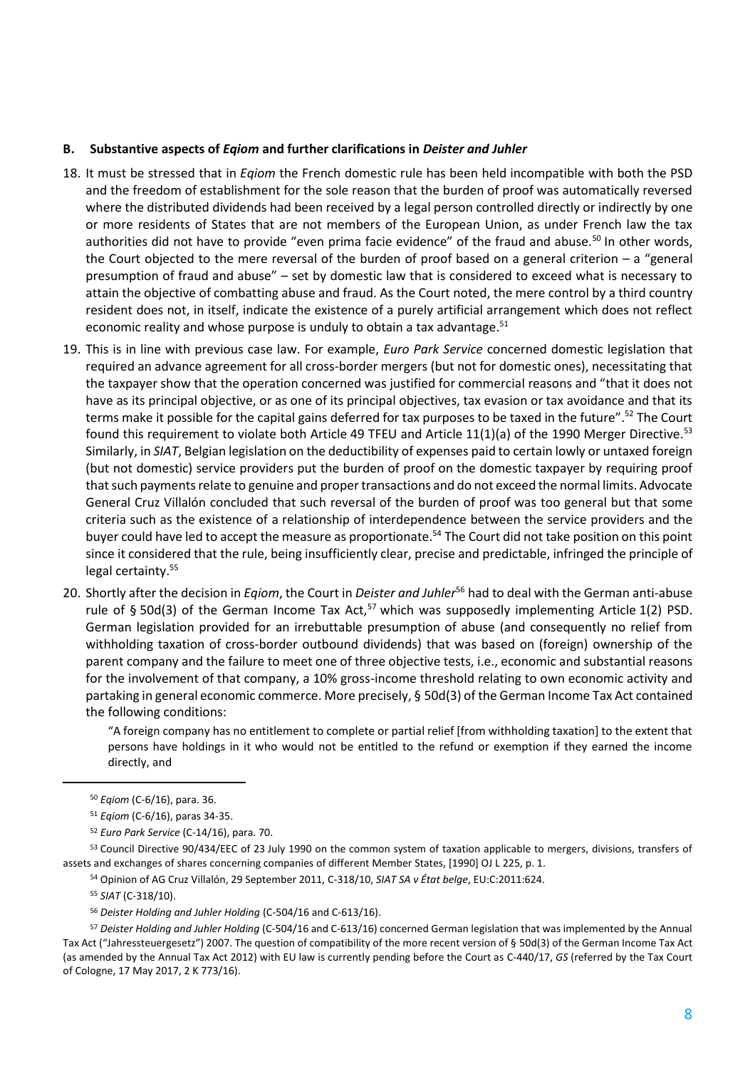### B. Substantive aspects of *Eqiom* and further clarifications in *Deister and Juhler*

18. It must be stressed that in *Eqiom* the French domestic rule has been held incompatible with both the PSD and the freedom of establishment for the sole reason that the burden of proof was automatically reversed where the distributed dividends had been received by a legal person controlled directly or indirectly by one or more residents of States that are not members of the European Union, as under French law the tax authorities did not have to provide "even prima facie evidence" of the fraud and abuse.[50] In other words, the Court objected to the mere reversal of the burden of proof based on a general criterion – a "general presumption of fraud and abuse" – set by domestic law that is considered to exceed what is necessary to attain the objective of combatting abuse and fraud. As the Court noted, the mere control by a third country resident does not, in itself, indicate the existence of a purely artificial arrangement which does not reflect economic reality and whose purpose is unduly to obtain a tax advantage.[51]

19. This is in line with previous case law. For example, *Euro Park Service* concerned domestic legislation that required an advance agreement for all cross-border mergers (but not for domestic ones), necessitating that the taxpayer show that the operation concerned was justified for commercial reasons and "that it does not have as its principal objective, or as one of its principal objectives, tax evasion or tax avoidance and that its terms make it possible for the capital gains deferred for tax purposes to be taxed in the future".[52] The Court found this requirement to violate both Article 49 TFEU and Article 11(1)(a) of the 1990 Merger Directive.[53] Similarly, in *SIAT*, Belgian legislation on the deductibility of expenses paid to certain lowly or untaxed foreign (but not domestic) service providers put the burden of proof on the domestic taxpayer by requiring proof that such payments relate to genuine and proper transactions and do not exceed the normal limits. Advocate General Cruz Villalón concluded that such reversal of the burden of proof was too general but that some criteria such as the existence of a relationship of interdependence between the service providers and the buyer could have led to accept the measure as proportionate.[54] The Court did not take position on this point since it considered that the rule, being insufficiently clear, precise and predictable, infringed the principle of legal certainty.[55]

20. Shortly after the decision in *Eqiom*, the Court in *Deister and Juhler*[56] had to deal with the German anti-abuse rule of § 50d(3) of the German Income Tax Act,[57] which was supposedly implementing Article 1(2) PSD. German legislation provided for an irrebuttable presumption of abuse (and consequently no relief from withholding taxation of cross-border outbound dividends) that was based on (foreign) ownership of the parent company and the failure to meet one of three objective tests, i.e., economic and substantial reasons for the involvement of that company, a 10% gross-income threshold relating to own economic activity and partaking in general economic commerce. More precisely, § 50d(3) of the German Income Tax Act contained the following conditions:

    "A foreign company has no entitlement to complete or partial relief [from withholding taxation] to the extent that persons have holdings in it who would not be entitled to the refund or exemption if they earned the income directly, and

---

[50] *Eqiom* (C-6/16), para. 36.

[51] *Eqiom* (C-6/16), paras 34-35.

[52] *Euro Park Service* (C-14/16), para. 70.

[53] Council Directive 90/434/EEC of 23 July 1990 on the common system of taxation applicable to mergers, divisions, transfers of assets and exchanges of shares concerning companies of different Member States, [1990] OJ L 225, p. 1.

[54] Opinion of AG Cruz Villalón, 29 September 2011, C-318/10, *SIAT SA v État belge*, EU:C:2011:624.

[55] *SIAT* (C-318/10).

[56] *Deister Holding and Juhler Holding* (C-504/16 and C-613/16).

[57] *Deister Holding and Juhler Holding* (C-504/16 and C-613/16) concerned German legislation that was implemented by the Annual Tax Act ("Jahressteuergesetz") 2007. The question of compatibility of the more recent version of § 50d(3) of the German Income Tax Act (as amended by the Annual Tax Act 2012) with EU law is currently pending before the Court as C-440/17, *GS* (referred by the Tax Court of Cologne, 17 May 2017, 2 K 773/16).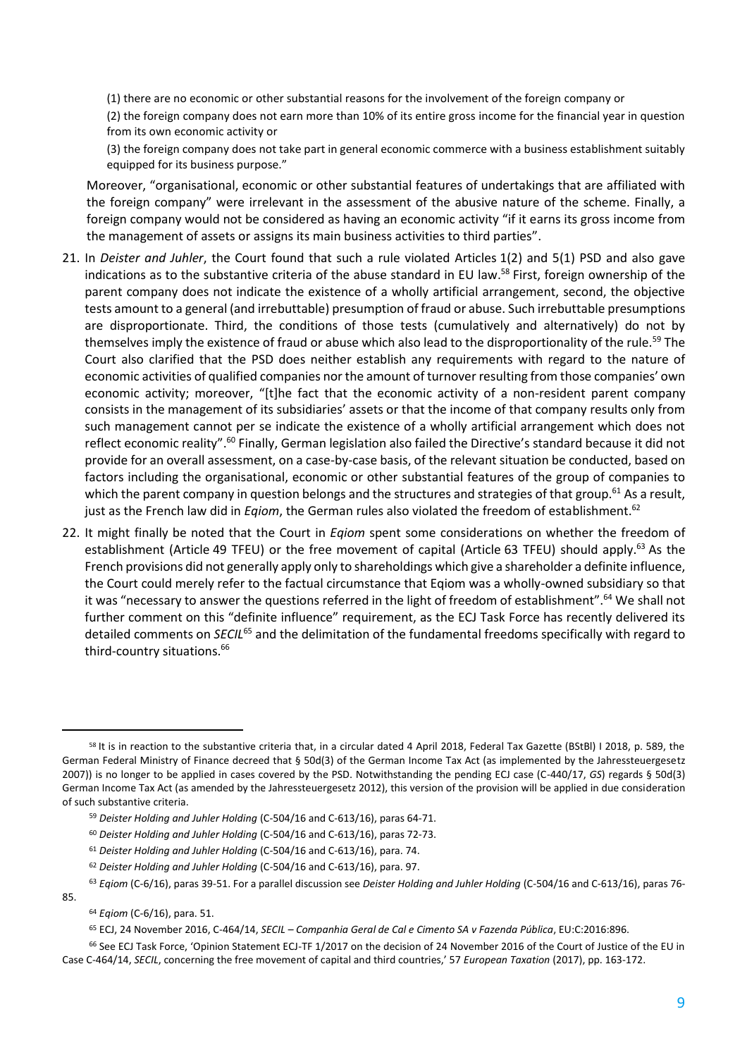(1) there are no economic or other substantial reasons for the involvement of the foreign company or

(2) the foreign company does not earn more than 10% of its entire gross income for the financial year in question from its own economic activity or

(3) the foreign company does not take part in general economic commerce with a business establishment suitably equipped for its business purpose."

Moreover, "organisational, economic or other substantial features of undertakings that are affiliated with the foreign company" were irrelevant in the assessment of the abusive nature of the scheme. Finally, a foreign company would not be considered as having an economic activity "if it earns its gross income from the management of assets or assigns its main business activities to third parties".

21. In *Deister and Juhler*, the Court found that such a rule violated Articles 1(2) and 5(1) PSD and also gave indications as to the substantive criteria of the abuse standard in EU law.[58] First, foreign ownership of the parent company does not indicate the existence of a wholly artificial arrangement, second, the objective tests amount to a general (and irrebuttable) presumption of fraud or abuse. Such irrebuttable presumptions are disproportionate. Third, the conditions of those tests (cumulatively and alternatively) do not by themselves imply the existence of fraud or abuse which also lead to the disproportionality of the rule.[59] The Court also clarified that the PSD does neither establish any requirements with regard to the nature of economic activities of qualified companies nor the amount of turnover resulting from those companies' own economic activity; moreover, "[t]he fact that the economic activity of a non-resident parent company consists in the management of its subsidiaries' assets or that the income of that company results only from such management cannot per se indicate the existence of a wholly artificial arrangement which does not reflect economic reality".[60] Finally, German legislation also failed the Directive's standard because it did not provide for an overall assessment, on a case-by-case basis, of the relevant situation be conducted, based on factors including the organisational, economic or other substantial features of the group of companies to which the parent company in question belongs and the structures and strategies of that group.[61] As a result, just as the French law did in *Eqiom*, the German rules also violated the freedom of establishment.[62]

22. It might finally be noted that the Court in *Eqiom* spent some considerations on whether the freedom of establishment (Article 49 TFEU) or the free movement of capital (Article 63 TFEU) should apply.[63] As the French provisions did not generally apply only to shareholdings which give a shareholder a definite influence, the Court could merely refer to the factual circumstance that Eqiom was a wholly-owned subsidiary so that it was "necessary to answer the questions referred in the light of freedom of establishment".[64] We shall not further comment on this "definite influence" requirement, as the ECJ Task Force has recently delivered its detailed comments on *SECIL*[65] and the delimitation of the fundamental freedoms specifically with regard to third-country situations.[66]

---

[58] It is in reaction to the substantive criteria that, in a circular dated 4 April 2018, Federal Tax Gazette (BStBl) I 2018, p. 589, the German Federal Ministry of Finance decreed that § 50d(3) of the German Income Tax Act (as implemented by the Jahressteuergesetz 2007)) is no longer to be applied in cases covered by the PSD. Notwithstanding the pending ECJ case (C-440/17, *GS*) regards § 50d(3) German Income Tax Act (as amended by the Jahressteuergesetz 2012), this version of the provision will be applied in due consideration of such substantive criteria.

[59] *Deister Holding and Juhler Holding* (C-504/16 and C-613/16), paras 64-71.

[60] *Deister Holding and Juhler Holding* (C-504/16 and C-613/16), paras 72-73.

[61] *Deister Holding and Juhler Holding* (C-504/16 and C-613/16), para. 74.

[62] *Deister Holding and Juhler Holding* (C-504/16 and C-613/16), para. 97.

[63] *Eqiom* (C-6/16), paras 39-51. For a parallel discussion see *Deister Holding and Juhler Holding* (C-504/16 and C-613/16), paras 76-85.

[64] *Eqiom* (C-6/16), para. 51.

[65] ECJ, 24 November 2016, C-464/14, *SECIL – Companhia Geral de Cal e Cimento SA v Fazenda Pública*, EU:C:2016:896.

[66] See ECJ Task Force, 'Opinion Statement ECJ-TF 1/2017 on the decision of 24 November 2016 of the Court of Justice of the EU in Case C-464/14, *SECIL*, concerning the free movement of capital and third countries,' 57 *European Taxation* (2017), pp. 163-172.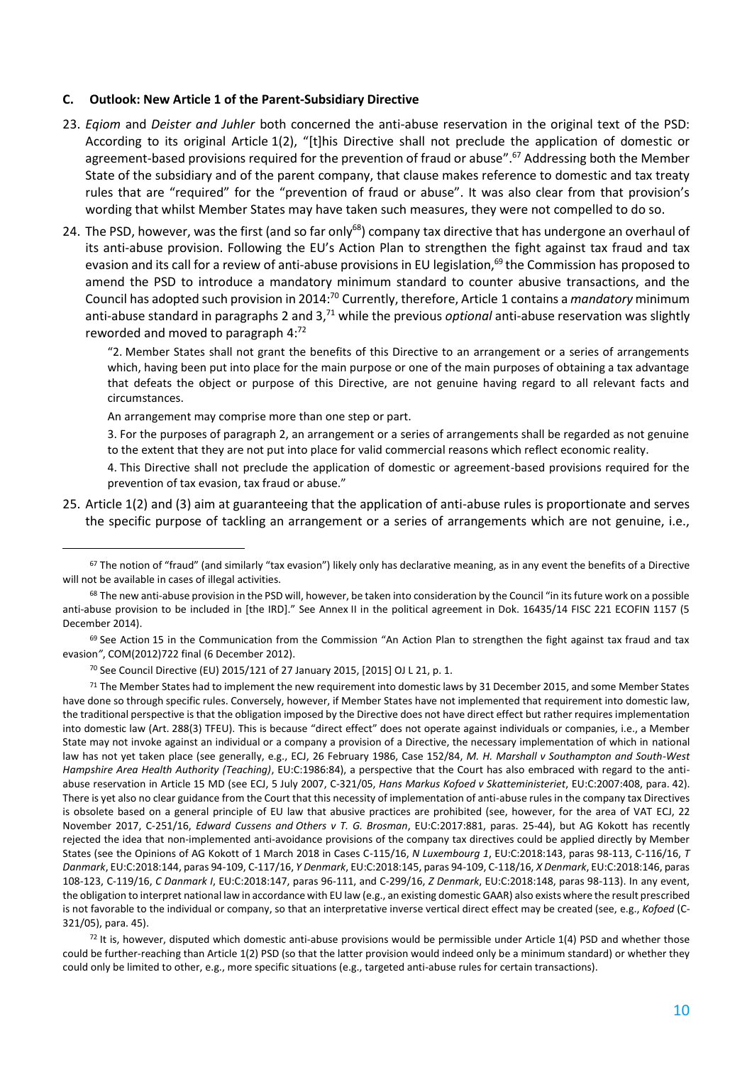### C. Outlook: New Article 1 of the Parent-Subsidiary Directive

23. *Eqiom* and *Deister and Juhler* both concerned the anti-abuse reservation in the original text of the PSD: According to its original Article 1(2), "[t]his Directive shall not preclude the application of domestic or agreement-based provisions required for the prevention of fraud or abuse".[67] Addressing both the Member State of the subsidiary and of the parent company, that clause makes reference to domestic and tax treaty rules that are "required" for the "prevention of fraud or abuse". It was also clear from that provision's wording that whilst Member States may have taken such measures, they were not compelled to do so.

24. The PSD, however, was the first (and so far only[68]) company tax directive that has undergone an overhaul of its anti-abuse provision. Following the EU's Action Plan to strengthen the fight against tax fraud and tax evasion and its call for a review of anti-abuse provisions in EU legislation,[69] the Commission has proposed to amend the PSD to introduce a mandatory minimum standard to counter abusive transactions, and the Council has adopted such provision in 2014:[70] Currently, therefore, Article 1 contains a *mandatory* minimum anti-abuse standard in paragraphs 2 and 3,[71] while the previous *optional* anti-abuse reservation was slightly reworded and moved to paragraph 4:[72]

> "2. Member States shall not grant the benefits of this Directive to an arrangement or a series of arrangements which, having been put into place for the main purpose or one of the main purposes of obtaining a tax advantage that defeats the object or purpose of this Directive, are not genuine having regard to all relevant facts and circumstances.
>
> An arrangement may comprise more than one step or part.
>
> 3. For the purposes of paragraph 2, an arrangement or a series of arrangements shall be regarded as not genuine to the extent that they are not put into place for valid commercial reasons which reflect economic reality.
>
> 4. This Directive shall not preclude the application of domestic or agreement-based provisions required for the prevention of tax evasion, tax fraud or abuse."

25. Article 1(2) and (3) aim at guaranteeing that the application of anti-abuse rules is proportionate and serves the specific purpose of tackling an arrangement or a series of arrangements which are not genuine, i.e.,

---

[67] The notion of "fraud" (and similarly "tax evasion") likely only has declarative meaning, as in any event the benefits of a Directive will not be available in cases of illegal activities.

[68] The new anti-abuse provision in the PSD will, however, be taken into consideration by the Council "in its future work on a possible anti-abuse provision to be included in [the IRD]." See Annex II in the political agreement in Dok. 16435/14 FISC 221 ECOFIN 1157 (5 December 2014).

[69] See Action 15 in the Communication from the Commission "An Action Plan to strengthen the fight against tax fraud and tax evasion*"*, COM(2012)722 final (6 December 2012).

[70] See Council Directive (EU) 2015/121 of 27 January 2015, [2015] OJ L 21, p. 1.

[71] The Member States had to implement the new requirement into domestic laws by 31 December 2015, and some Member States have done so through specific rules. Conversely, however, if Member States have not implemented that requirement into domestic law, the traditional perspective is that the obligation imposed by the Directive does not have direct effect but rather requires implementation into domestic law (Art. 288(3) TFEU). This is because "direct effect" does not operate against individuals or companies, i.e., a Member State may not invoke against an individual or a company a provision of a Directive, the necessary implementation of which in national law has not yet taken place (see generally, e.g., ECJ, 26 February 1986, Case 152/84, *M. H. Marshall v Southampton and South-West Hampshire Area Health Authority (Teaching)*, EU:C:1986:84), a perspective that the Court has also embraced with regard to the anti-abuse reservation in Article 15 MD (see ECJ, 5 July 2007, C-321/05, *Hans Markus Kofoed v Skatteministeriet*, EU:C:2007:408, para. 42). There is yet also no clear guidance from the Court that this necessity of implementation of anti-abuse rules in the company tax Directives is obsolete based on a general principle of EU law that abusive practices are prohibited (see, however, for the area of VAT ECJ, 22 November 2017, C-251/16, *Edward Cussens and Others v T. G. Brosman*, EU:C:2017:881, paras. 25-44), but AG Kokott has recently rejected the idea that non-implemented anti-avoidance provisions of the company tax directives could be applied directly by Member States (see the Opinions of AG Kokott of 1 March 2018 in Cases C-115/16, *N Luxembourg 1*, EU:C:2018:143, paras 98-113, C-116/16, *T Danmark*, EU:C:2018:144, paras 94-109, C-117/16, *Y Denmark*, EU:C:2018:145, paras 94-109, C-118/16, *X Denmark*, EU:C:2018:146, paras 108-123, C-119/16, *C Danmark I*, EU:C:2018:147, paras 96-111, and C-299/16, *Z Denmark*, EU:C:2018:148, paras 98-113). In any event, the obligation to interpret national law in accordance with EU law (e.g., an existing domestic GAAR) also exists where the result prescribed is not favorable to the individual or company, so that an interpretative inverse vertical direct effect may be created (see, e.g., *Kofoed* (C-321/05), para. 45).

[72] It is, however, disputed which domestic anti-abuse provisions would be permissible under Article 1(4) PSD and whether those could be further-reaching than Article 1(2) PSD (so that the latter provision would indeed only be a minimum standard) or whether they could only be limited to other, e.g., more specific situations (e.g., targeted anti-abuse rules for certain transactions).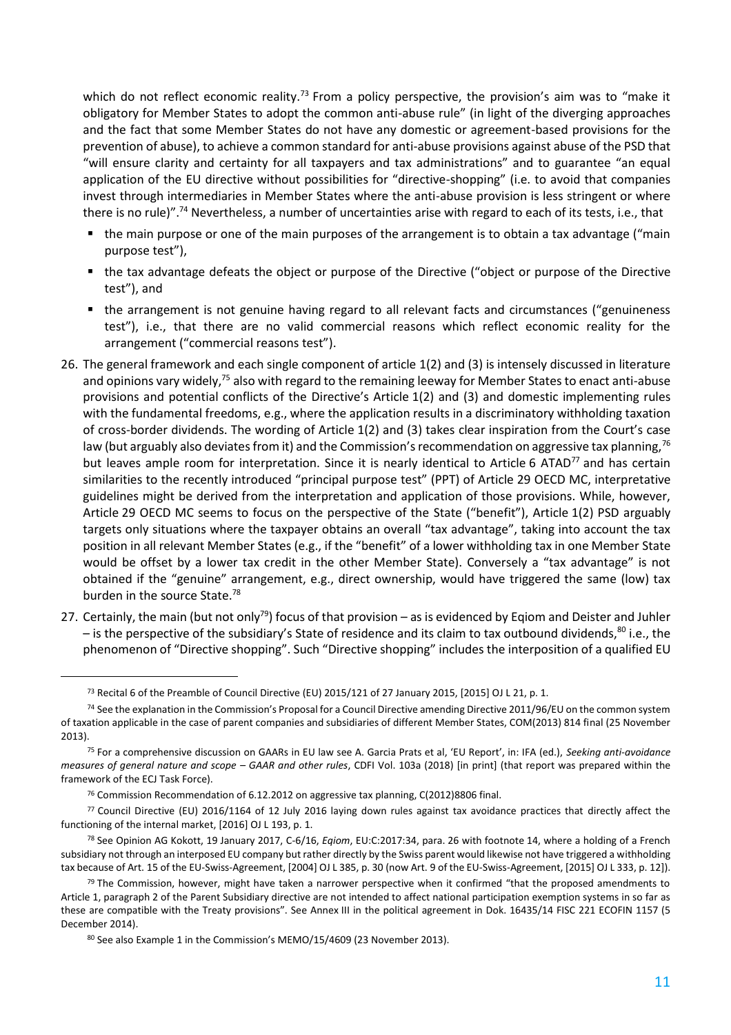which do not reflect economic reality.[73] From a policy perspective, the provision's aim was to "make it obligatory for Member States to adopt the common anti-abuse rule" (in light of the diverging approaches and the fact that some Member States do not have any domestic or agreement-based provisions for the prevention of abuse), to achieve a common standard for anti-abuse provisions against abuse of the PSD that "will ensure clarity and certainty for all taxpayers and tax administrations" and to guarantee "an equal application of the EU directive without possibilities for "directive-shopping" (i.e. to avoid that companies invest through intermediaries in Member States where the anti-abuse provision is less stringent or where there is no rule)".[74] Nevertheless, a number of uncertainties arise with regard to each of its tests, i.e., that

- the main purpose or one of the main purposes of the arrangement is to obtain a tax advantage ("main purpose test"),
- the tax advantage defeats the object or purpose of the Directive ("object or purpose of the Directive test"), and
- the arrangement is not genuine having regard to all relevant facts and circumstances ("genuineness test"), i.e., that there are no valid commercial reasons which reflect economic reality for the arrangement ("commercial reasons test").

26. The general framework and each single component of article 1(2) and (3) is intensely discussed in literature and opinions vary widely,[75] also with regard to the remaining leeway for Member States to enact anti-abuse provisions and potential conflicts of the Directive's Article 1(2) and (3) and domestic implementing rules with the fundamental freedoms, e.g., where the application results in a discriminatory withholding taxation of cross-border dividends. The wording of Article 1(2) and (3) takes clear inspiration from the Court's case law (but arguably also deviates from it) and the Commission's recommendation on aggressive tax planning,[76] but leaves ample room for interpretation. Since it is nearly identical to Article 6 ATAD[77] and has certain similarities to the recently introduced "principal purpose test" (PPT) of Article 29 OECD MC, interpretative guidelines might be derived from the interpretation and application of those provisions. While, however, Article 29 OECD MC seems to focus on the perspective of the State ("benefit"), Article 1(2) PSD arguably targets only situations where the taxpayer obtains an overall "tax advantage", taking into account the tax position in all relevant Member States (e.g., if the "benefit" of a lower withholding tax in one Member State would be offset by a lower tax credit in the other Member State). Conversely a "tax advantage" is not obtained if the "genuine" arrangement, e.g., direct ownership, would have triggered the same (low) tax burden in the source State.[78]

27. Certainly, the main (but not only[79]) focus of that provision – as is evidenced by Eqiom and Deister and Juhler – is the perspective of the subsidiary's State of residence and its claim to tax outbound dividends,[80] i.e., the phenomenon of "Directive shopping". Such "Directive shopping" includes the interposition of a qualified EU

---

[73] Recital 6 of the Preamble of Council Directive (EU) 2015/121 of 27 January 2015, [2015] OJ L 21, p. 1.

[74] See the explanation in the Commission's Proposal for a Council Directive amending Directive 2011/96/EU on the common system of taxation applicable in the case of parent companies and subsidiaries of different Member States, COM(2013) 814 final (25 November 2013).

[75] For a comprehensive discussion on GAARs in EU law see A. Garcia Prats et al, 'EU Report', in: IFA (ed.), *Seeking anti-avoidance measures of general nature and scope – GAAR and other rules*, CDFI Vol. 103a (2018) [in print] (that report was prepared within the framework of the ECJ Task Force).

[76] Commission Recommendation of 6.12.2012 on aggressive tax planning, C(2012)8806 final.

[77] Council Directive (EU) 2016/1164 of 12 July 2016 laying down rules against tax avoidance practices that directly affect the functioning of the internal market, [2016] OJ L 193, p. 1.

[78] See Opinion AG Kokott, 19 January 2017, C-6/16, *Eqiom*, EU:C:2017:34, para. 26 with footnote 14, where a holding of a French subsidiary not through an interposed EU company but rather directly by the Swiss parent would likewise not have triggered a withholding tax because of Art. 15 of the EU-Swiss-Agreement, [2004] OJ L 385, p. 30 (now Art. 9 of the EU-Swiss-Agreement, [2015] OJ L 333, p. 12]).

[79] The Commission, however, might have taken a narrower perspective when it confirmed "that the proposed amendments to Article 1, paragraph 2 of the Parent Subsidiary directive are not intended to affect national participation exemption systems in so far as these are compatible with the Treaty provisions". See Annex III in the political agreement in Dok. 16435/14 FISC 221 ECOFIN 1157 (5 December 2014).

[80] See also Example 1 in the Commission's MEMO/15/4609 (23 November 2013).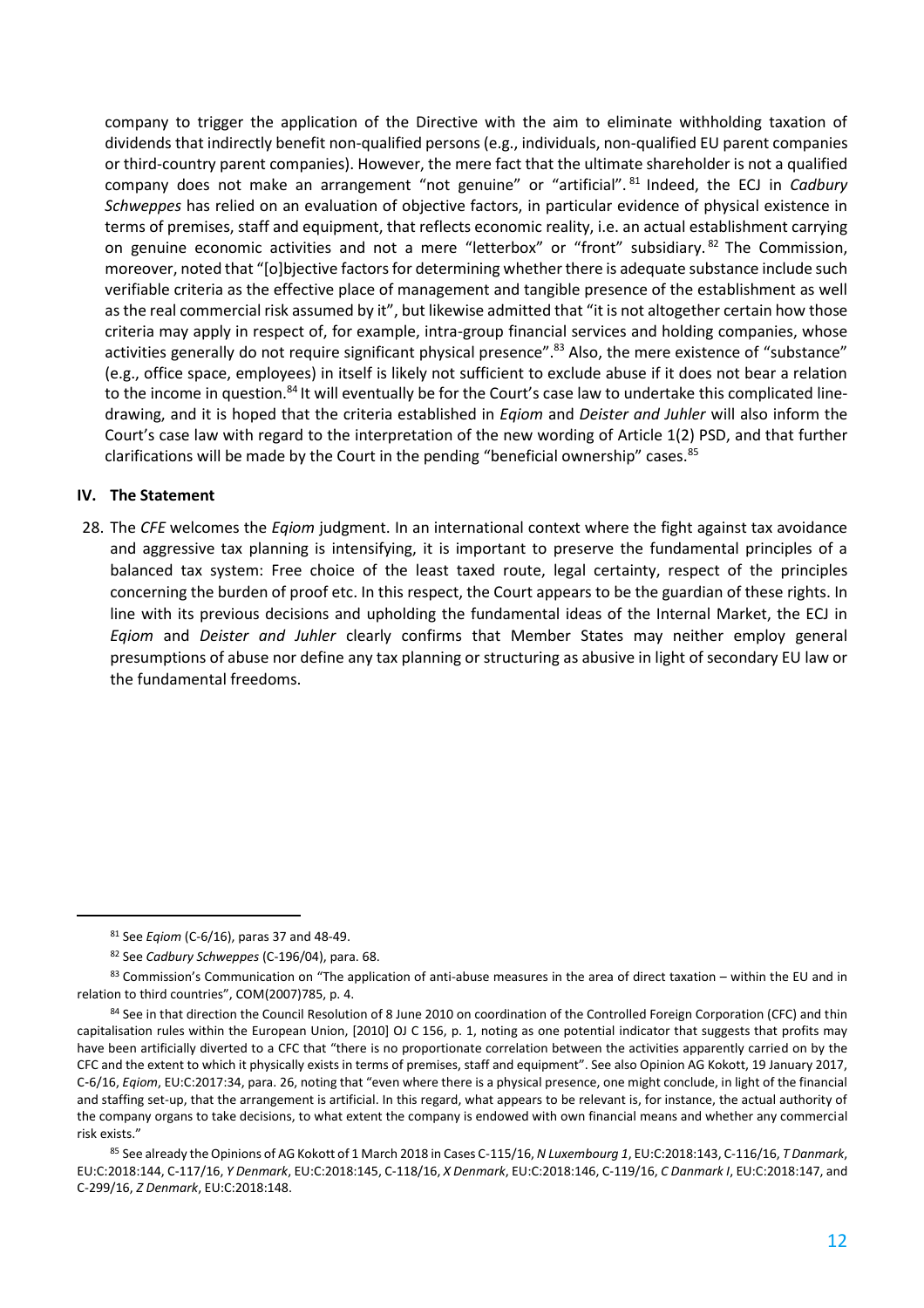company to trigger the application of the Directive with the aim to eliminate withholding taxation of dividends that indirectly benefit non-qualified persons (e.g., individuals, non-qualified EU parent companies or third-country parent companies). However, the mere fact that the ultimate shareholder is not a qualified company does not make an arrangement "not genuine" or "artificial".[81] Indeed, the ECJ in *Cadbury Schweppes* has relied on an evaluation of objective factors, in particular evidence of physical existence in terms of premises, staff and equipment, that reflects economic reality, i.e. an actual establishment carrying on genuine economic activities and not a mere "letterbox" or "front" subsidiary.[82] The Commission, moreover, noted that "[o]bjective factors for determining whether there is adequate substance include such verifiable criteria as the effective place of management and tangible presence of the establishment as well as the real commercial risk assumed by it", but likewise admitted that "it is not altogether certain how those criteria may apply in respect of, for example, intra-group financial services and holding companies, whose activities generally do not require significant physical presence".[83] Also, the mere existence of "substance" (e.g., office space, employees) in itself is likely not sufficient to exclude abuse if it does not bear a relation to the income in question.[84] It will eventually be for the Court's case law to undertake this complicated line-drawing, and it is hoped that the criteria established in *Eqiom* and *Deister and Juhler* will also inform the Court's case law with regard to the interpretation of the new wording of Article 1(2) PSD, and that further clarifications will be made by the Court in the pending "beneficial ownership" cases.[85]

## IV. The Statement

28. The *CFE* welcomes the *Eqiom* judgment. In an international context where the fight against tax avoidance and aggressive tax planning is intensifying, it is important to preserve the fundamental principles of a balanced tax system: Free choice of the least taxed route, legal certainty, respect of the principles concerning the burden of proof etc. In this respect, the Court appears to be the guardian of these rights. In line with its previous decisions and upholding the fundamental ideas of the Internal Market, the ECJ in *Eqiom* and *Deister and Juhler* clearly confirms that Member States may neither employ general presumptions of abuse nor define any tax planning or structuring as abusive in light of secondary EU law or the fundamental freedoms.

---

[81] See *Eqiom* (C-6/16), paras 37 and 48-49.

[82] See *Cadbury Schweppes* (C-196/04), para. 68.

[83] Commission's Communication on "The application of anti-abuse measures in the area of direct taxation – within the EU and in relation to third countries", COM(2007)785, p. 4.

[84] See in that direction the Council Resolution of 8 June 2010 on coordination of the Controlled Foreign Corporation (CFC) and thin capitalisation rules within the European Union, [2010] OJ C 156, p. 1, noting as one potential indicator that suggests that profits may have been artificially diverted to a CFC that "there is no proportionate correlation between the activities apparently carried on by the CFC and the extent to which it physically exists in terms of premises, staff and equipment". See also Opinion AG Kokott, 19 January 2017, C-6/16, *Eqiom*, EU:C:2017:34, para. 26, noting that "even where there is a physical presence, one might conclude, in light of the financial and staffing set-up, that the arrangement is artificial. In this regard, what appears to be relevant is, for instance, the actual authority of the company organs to take decisions, to what extent the company is endowed with own financial means and whether any commercial risk exists."

[85] See already the Opinions of AG Kokott of 1 March 2018 in Cases C-115/16, *N Luxembourg 1*, EU:C:2018:143, C-116/16, *T Danmark*, EU:C:2018:144, C-117/16, *Y Denmark*, EU:C:2018:145, C-118/16, *X Denmark*, EU:C:2018:146, C-119/16, *C Danmark I*, EU:C:2018:147, and C-299/16, *Z Denmark*, EU:C:2018:148.